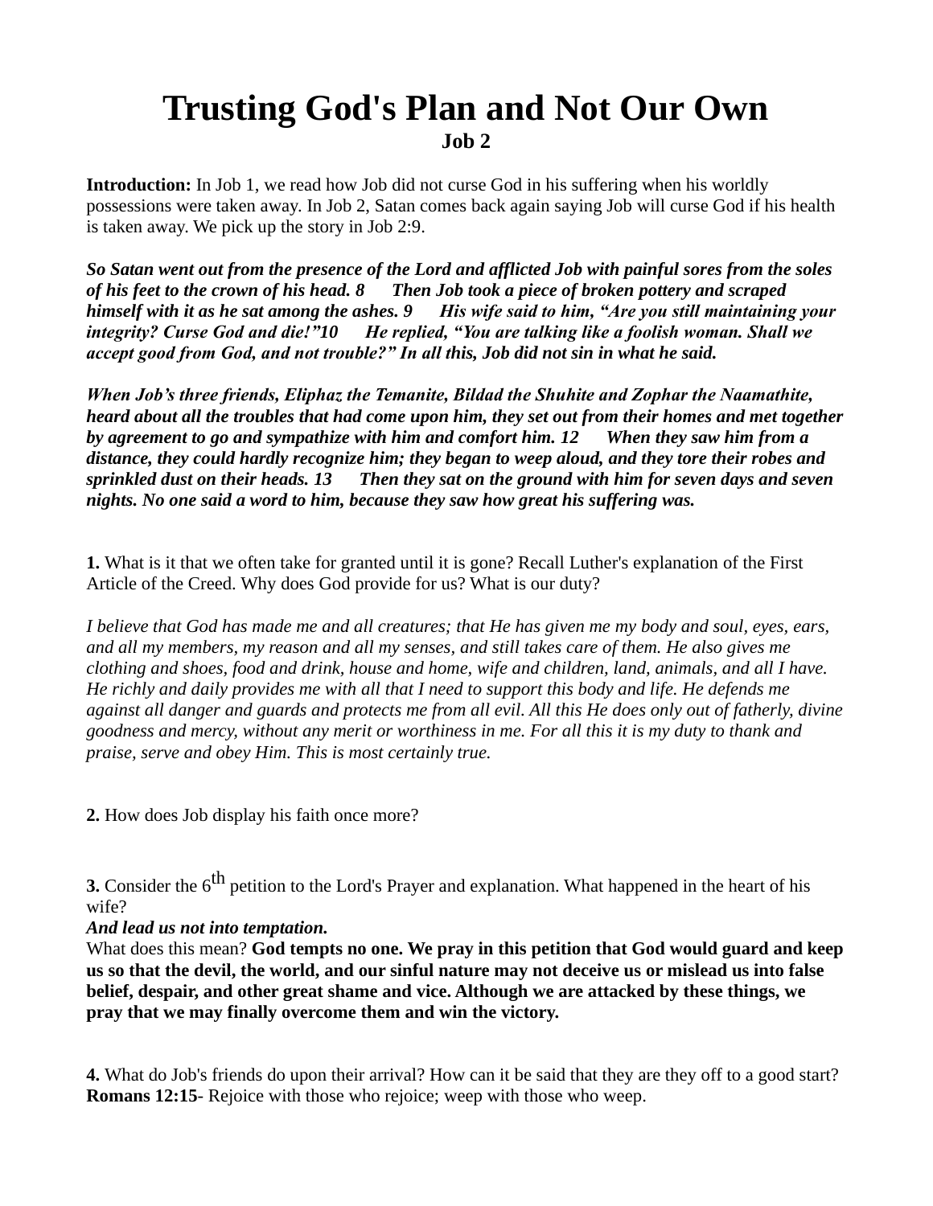# Trusting God's Plan and Not Our Own

**Job 2**

**Introduction:** In Job 1, we read how Job did not curse God in his suffering when his worldly possessions were taken away. In Job 2, Satan comes back again saying Job will curse God if his health is taken away. We pick up the story in Job 2:9.

***So Satan went out from the presence of the Lord and afflicted Job with painful sores from the soles of his feet to the crown of his head. 8 Then Job took a piece of broken pottery and scraped himself with it as he sat among the ashes. 9 His wife said to him, "Are you still maintaining your integrity? Curse God and die!"10 He replied, "You are talking like a foolish woman. Shall we accept good from God, and not trouble?" In all this, Job did not sin in what he said.***

***When Job's three friends, Eliphaz the Temanite, Bildad the Shuhite and Zophar the Naamathite, heard about all the troubles that had come upon him, they set out from their homes and met together by agreement to go and sympathize with him and comfort him. 12 When they saw him from a distance, they could hardly recognize him; they began to weep aloud, and they tore their robes and sprinkled dust on their heads. 13 Then they sat on the ground with him for seven days and seven nights. No one said a word to him, because they saw how great his suffering was.***

**1.** What is it that we often take for granted until it is gone? Recall Luther's explanation of the First Article of the Creed. Why does God provide for us? What is our duty?

*I believe that God has made me and all creatures; that He has given me my body and soul, eyes, ears, and all my members, my reason and all my senses, and still takes care of them. He also gives me clothing and shoes, food and drink, house and home, wife and children, land, animals, and all I have. He richly and daily provides me with all that I need to support this body and life. He defends me against all danger and guards and protects me from all evil. All this He does only out of fatherly, divine goodness and mercy, without any merit or worthiness in me. For all this it is my duty to thank and praise, serve and obey Him. This is most certainly true.*

**2.** How does Job display his faith once more?

**3.** Consider the 6th petition to the Lord's Prayer and explanation. What happened in the heart of his wife?

***And lead us not into temptation.***

What does this mean? **God tempts no one. We pray in this petition that God would guard and keep us so that the devil, the world, and our sinful nature may not deceive us or mislead us into false belief, despair, and other great shame and vice. Although we are attacked by these things, we pray that we may finally overcome them and win the victory.**

**4.** What do Job's friends do upon their arrival? How can it be said that they are they off to a good start?

**Romans 12:15**- Rejoice with those who rejoice; weep with those who weep.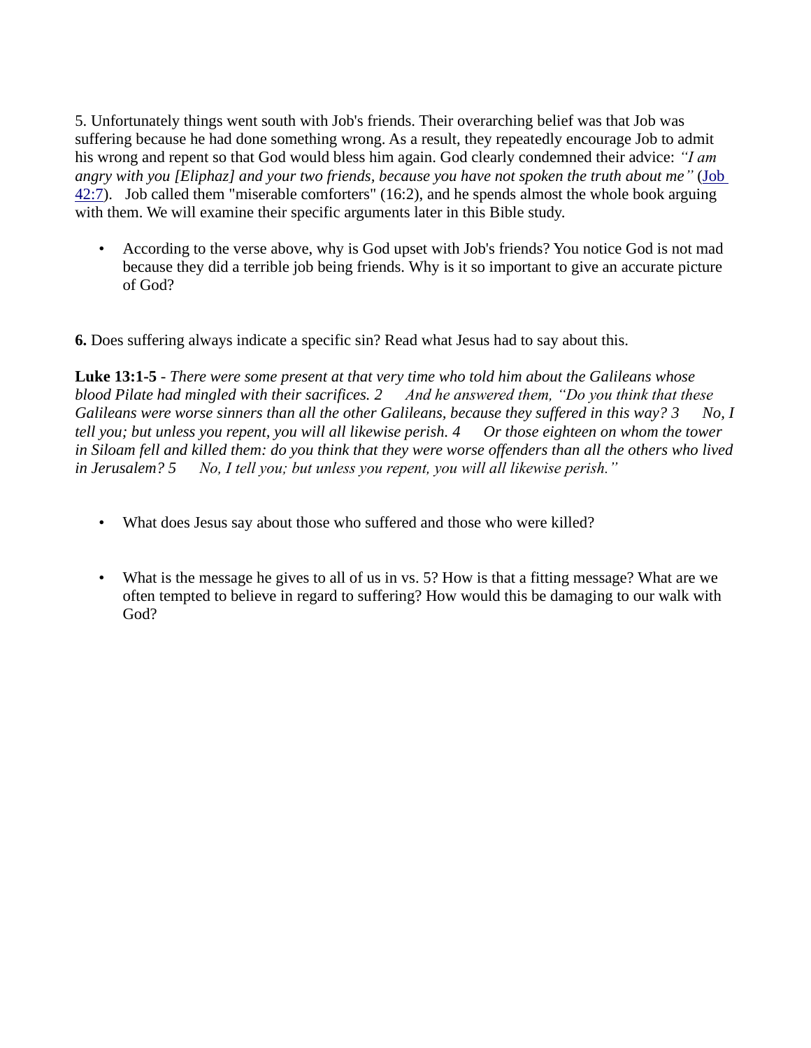5. Unfortunately things went south with Job's friends. Their overarching belief was that Job was suffering because he had done something wrong. As a result, they repeatedly encourage Job to admit his wrong and repent so that God would bless him again. God clearly condemned their advice: *"I am angry with you [Eliphaz] and your two friends, because you have not spoken the truth about me"* (Job 42:7). Job called them "miserable comforters" (16:2), and he spends almost the whole book arguing with them. We will examine their specific arguments later in this Bible study.

- According to the verse above, why is God upset with Job's friends? You notice God is not mad because they did a terrible job being friends. Why is it so important to give an accurate picture of God?

**6.** Does suffering always indicate a specific sin? Read what Jesus had to say about this.

**Luke 13:1-5** - *There were some present at that very time who told him about the Galileans whose blood Pilate had mingled with their sacrifices. 2 And he answered them, "Do you think that these Galileans were worse sinners than all the other Galileans, because they suffered in this way? 3 No, I tell you; but unless you repent, you will all likewise perish. 4 Or those eighteen on whom the tower in Siloam fell and killed them: do you think that they were worse offenders than all the others who lived in Jerusalem? 5 No, I tell you; but unless you repent, you will all likewise perish."*

- What does Jesus say about those who suffered and those who were killed?

- What is the message he gives to all of us in vs. 5? How is that a fitting message? What are we often tempted to believe in regard to suffering? How would this be damaging to our walk with God?